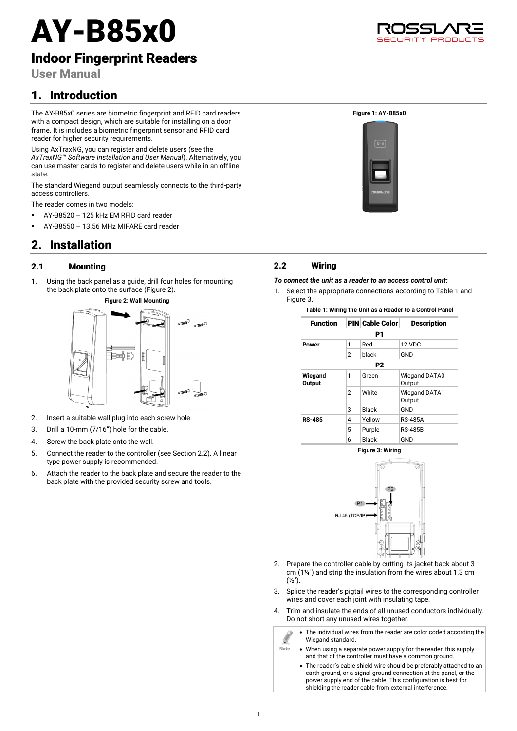# AY-B85x0

## Indoor Fingerprint Readers

**User Manual**

## 1. Introduction

The AY-B85x0 series are biometric fingerprint and RFID card readers with a compact design, which are suitable for installing on a door frame. It is includes a biometric fingerprint sensor and RFID card reader for higher security requirements.

Using AxTraxNG, you can register and delete users (see the *AxTraxNG™ Software Installation and User Manual*). Alternatively, you can use master cards to register and delete users while in an offline state.

The standard Wiegand output seamlessly connects to the third-party access controllers.

The reader comes in two models:

- AY-B8520 – 125 kHz EM RFID card reader
- AY-B8550 – 13.56 MHz MIFARE card reader

**Figure 1: AY-B85x0**

## 2. Installation

### 2.1 Mounting

1. Using the back panel as a guide, drill four holes for mounting the back plate onto the surface (Figure 2).

**Figure 2: Wall Mounting**

2. Insert a suitable wall plug into each screw hole.
3. Drill a 10-mm (7/16") hole for the cable.
4. Screw the back plate onto the wall.
5. Connect the reader to the controller (see Section 2.2). A linear type power supply is recommended.
6. Attach the reader to the back plate and secure the reader to the back plate with the provided security screw and tools.

### 2.2 Wiring

***To connect the unit as a reader to an access control unit:***

1. Select the appropriate connections according to Table 1 and Figure 3.

**Table 1: Wiring the Unit as a Reader to a Control Panel**

| Function | PIN | Cable Color | Description |
|---|---|---|---|
| | | **P1** | |
| **Power** | 1 | Red | 12 VDC |
| | 2 | black | GND |
| | | **P2** | |
| **Wiegand Output** | 1 | Green | Wiegand DATA0 Output |
| | 2 | White | Wiegand DATA1 Output |
| | 3 | Black | GND |
| **RS-485** | 4 | Yellow | RS-485A |
| | 5 | Purple | RS-485B |
| | 6 | Black | GND |

**Figure 3: Wiring**

2. Prepare the controller cable by cutting its jacket back about 3 cm (1¼") and strip the insulation from the wires about 1.3 cm (½").
3. Splice the reader's pigtail wires to the corresponding controller wires and cover each joint with insulating tape.
4. Trim and insulate the ends of all unused conductors individually. Do not short any unused wires together.

Note

- The individual wires from the reader are color coded according the Wiegand standard.
- When using a separate power supply for the reader, this supply and that of the controller must have a common ground.
- The reader's cable shield wire should be preferably attached to an earth ground, or a signal ground connection at the panel, or the power supply end of the cable. This configuration is best for shielding the reader cable from external interference.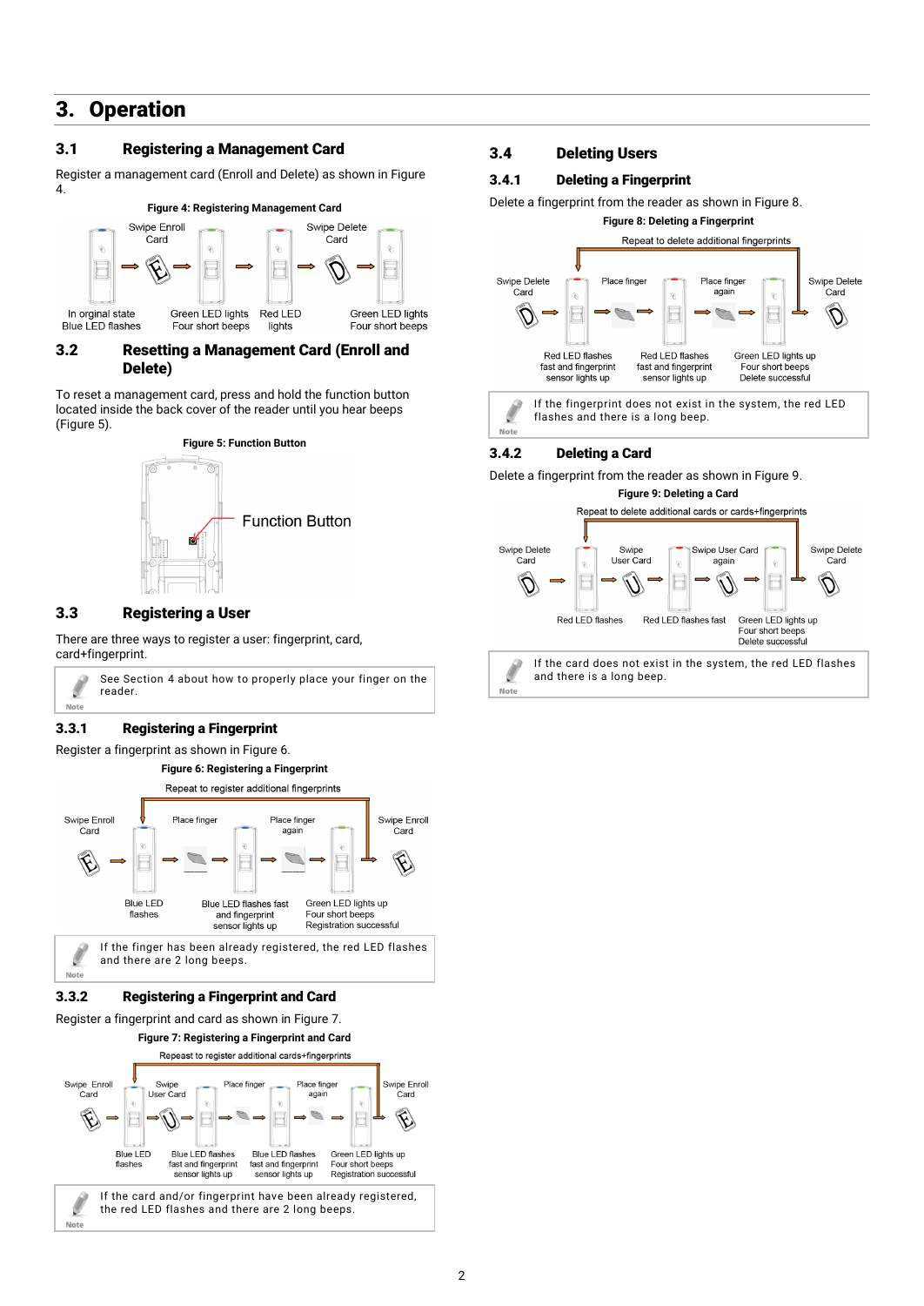# 3. Operation

## 3.1 Registering a Management Card

Register a management card (Enroll and Delete) as shown in Figure 4.

**Figure 4: Registering Management Card**

In orginal state
Blue LED flashes

Swipe Enroll Card

Green LED lights
Four short beeps

Red LED lights

Swipe Delete Card

Green LED lights
Four short beeps

## 3.2 Resetting a Management Card (Enroll and Delete)

To reset a management card, press and hold the function button located inside the back cover of the reader until you hear beeps (Figure 5).

**Figure 5: Function Button**

Function Button

## 3.3 Registering a User

There are three ways to register a user: fingerprint, card, card+fingerprint.

> **Note:** See Section 4 about how to properly place your finger on the reader.

### 3.3.1 Registering a Fingerprint

Register a fingerprint as shown in Figure 6.

**Figure 6: Registering a Fingerprint**

Repeat to register additional fingerprints

Swipe Enroll Card

Blue LED flashes

Place finger

Blue LED flashes fast and fingerprint sensor lights up

Place finger again

Green LED lights up
Four short beeps
Registration successful

Swipe Enroll Card

> **Note:** If the finger has been already registered, the red LED flashes and there are 2 long beeps.

### 3.3.2 Registering a Fingerprint and Card

Register a fingerprint and card as shown in Figure 7.

**Figure 7: Registering a Fingerprint and Card**

Repeast to register additional cards+fingerprints

Swipe Enroll Card

Blue LED flashes

Swipe User Card

Blue LED flashes fast and fingerprint sensor lights up

Place finger

Blue LED flashes fast and fingerprint sensor lights up

Place finger again

Green LED lights up
Four short beeps
Registration successful

Swipe Enroll Card

> **Note:** If the card and/or fingerprint have been already registered, the red LED flashes and there are 2 long beeps.

## 3.4 Deleting Users

### 3.4.1 Deleting a Fingerprint

Delete a fingerprint from the reader as shown in Figure 8.

**Figure 8: Deleting a Fingerprint**

Repeat to delete additional fingerprints

Swipe Delete Card

Red LED flashes fast and fingerprint sensor lights up

Place finger

Red LED flashes fast and fingerprint sensor lights up

Place finger again

Green LED lights up
Four short beeps
Delete successful

Swipe Delete Card

> **Note:** If the fingerprint does not exist in the system, the red LED flashes and there is a long beep.

### 3.4.2 Deleting a Card

Delete a fingerprint from the reader as shown in Figure 9.

**Figure 9: Deleting a Card**

Repeat to delete additional cards or cards+fingerprints

Swipe Delete Card

Red LED flashes

Swipe User Card

Red LED flashes fast

Swipe User Card again

Green LED lights up
Four short beeps
Delete successful

Swipe Delete Card

> **Note:** If the card does not exist in the system, the red LED flashes and there is a long beep.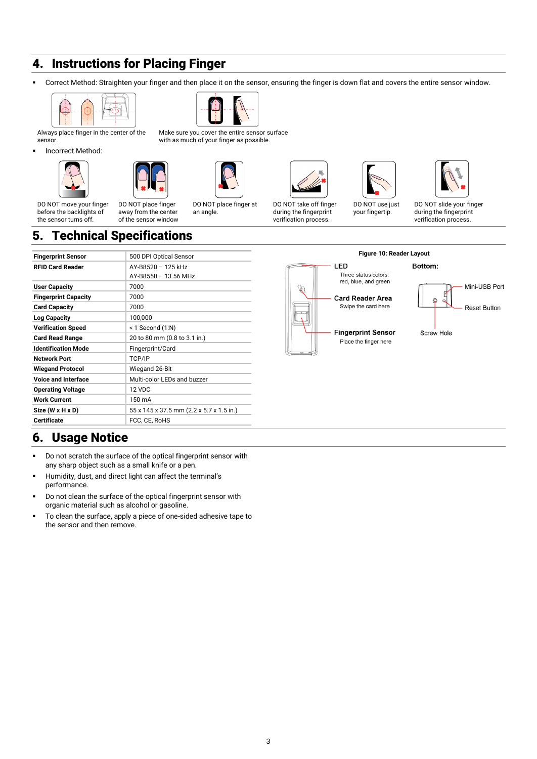## 4. Instructions for Placing Finger

- Correct Method: Straighten your finger and then place it on the sensor, ensuring the finger is down flat and covers the entire sensor window.

Always place finger in the center of the sensor.

Make sure you cover the entire sensor surface with as much of your finger as possible.

- Incorrect Method:

DO NOT move your finger before the backlights of the sensor turns off.

DO NOT place finger away from the center of the sensor window

DO NOT place finger at an angle.

DO NOT take off finger during the fingerprint verification process.

DO NOT use just your fingertip.

DO NOT slide your finger during the fingerprint verification process.

## 5. Technical Specifications

| | |
|---|---|
| **Fingerprint Sensor** | 500 DPI Optical Sensor |
| **RFID Card Reader** | AY-B8520 – 125 kHz<br>AY-B8550 – 13.56 MHz |
| **User Capacity** | 7000 |
| **Fingerprint Capacity** | 7000 |
| **Card Capacity** | 7000 |
| **Log Capacity** | 100,000 |
| **Verification Speed** | < 1 Second (1:N) |
| **Card Read Range** | 20 to 80 mm (0.8 to 3.1 in.) |
| **Identification Mode** | Fingerprint/Card |
| **Network Port** | TCP/IP |
| **Wiegand Protocol** | Wiegand 26-Bit |
| **Voice and Interface** | Multi-color LEDs and buzzer |
| **Operating Voltage** | 12 VDC |
| **Work Current** | 150 mA |
| **Size (W x H x D)** | 55 x 145 x 37.5 mm (2.2 x 5.7 x 1.5 in.) |
| **Certificate** | FCC, CE, RoHS |

**Figure 10: Reader Layout**

**LED** – Three status colors: red, blue, and green

**Card Reader Area** – Swipe the card here

**Fingerprint Sensor** – Place the finger here

**Bottom:** Mini-USB Port, Reset Button, Screw Hole

## 6. Usage Notice

- Do not scratch the surface of the optical fingerprint sensor with any sharp object such as a small knife or a pen.
- Humidity, dust, and direct light can affect the terminal's performance.
- Do not clean the surface of the optical fingerprint sensor with organic material such as alcohol or gasoline.
- To clean the surface, apply a piece of one-sided adhesive tape to the sensor and then remove.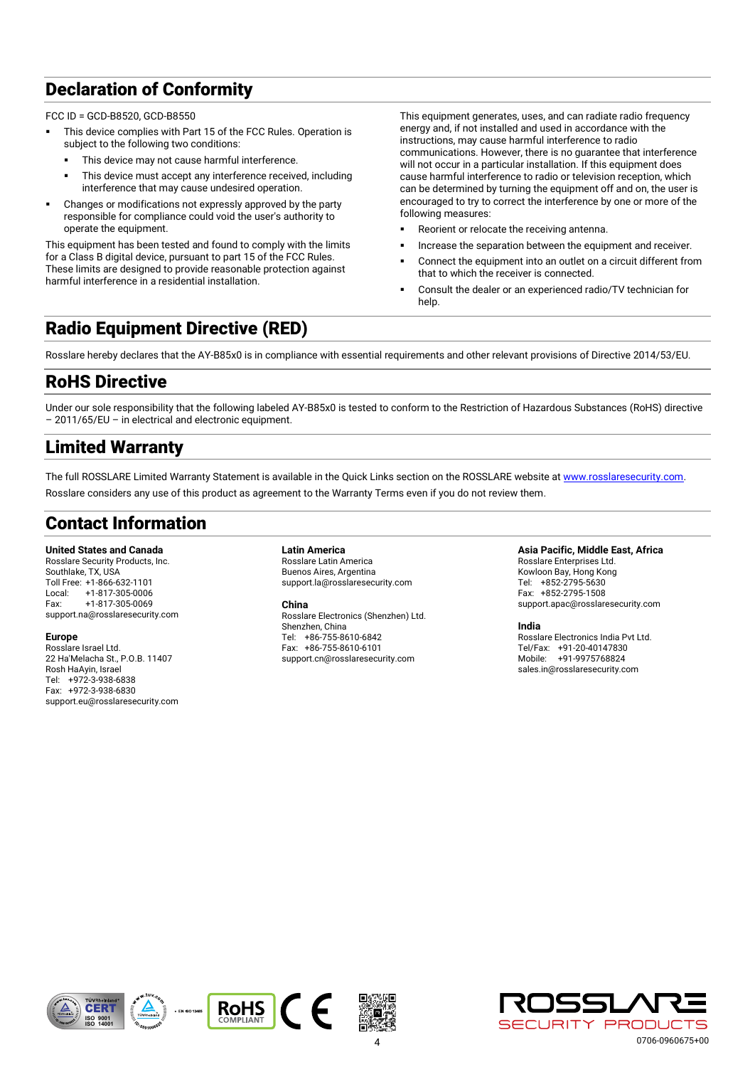## Declaration of Conformity

FCC ID = GCD-B8520, GCD-B8550

- This device complies with Part 15 of the FCC Rules. Operation is subject to the following two conditions:
  - This device may not cause harmful interference.
  - This device must accept any interference received, including interference that may cause undesired operation.
- Changes or modifications not expressly approved by the party responsible for compliance could void the user's authority to operate the equipment.

This equipment has been tested and found to comply with the limits for a Class B digital device, pursuant to part 15 of the FCC Rules. These limits are designed to provide reasonable protection against harmful interference in a residential installation.

This equipment generates, uses, and can radiate radio frequency energy and, if not installed and used in accordance with the instructions, may cause harmful interference to radio communications. However, there is no guarantee that interference will not occur in a particular installation. If this equipment does cause harmful interference to radio or television reception, which can be determined by turning the equipment off and on, the user is encouraged to try to correct the interference by one or more of the following measures:

- Reorient or relocate the receiving antenna.
- Increase the separation between the equipment and receiver.
- Connect the equipment into an outlet on a circuit different from that to which the receiver is connected.
- Consult the dealer or an experienced radio/TV technician for help.

## Radio Equipment Directive (RED)

Rosslare hereby declares that the AY-B85x0 is in compliance with essential requirements and other relevant provisions of Directive 2014/53/EU.

## RoHS Directive

Under our sole responsibility that the following labeled AY-B85x0 is tested to conform to the Restriction of Hazardous Substances (RoHS) directive – 2011/65/EU – in electrical and electronic equipment.

## Limited Warranty

The full ROSSLARE Limited Warranty Statement is available in the Quick Links section on the ROSSLARE website at www.rosslaresecurity.com. Rosslare considers any use of this product as agreement to the Warranty Terms even if you do not review them.

## Contact Information

**United States and Canada**
Rosslare Security Products, Inc.
Southlake, TX, USA
Toll Free: +1-866-632-1101
Local: +1-817-305-0006
Fax: +1-817-305-0069
support.na@rosslaresecurity.com

**Europe**
Rosslare Israel Ltd.
22 Ha'Melacha St., P.O.B. 11407
Rosh HaAyin, Israel
Tel: +972-3-938-6838
Fax: +972-3-938-6830
support.eu@rosslaresecurity.com

**Latin America**
Rosslare Latin America
Buenos Aires, Argentina
support.la@rosslaresecurity.com

**China**
Rosslare Electronics (Shenzhen) Ltd.
Shenzhen, China
Tel: +86-755-8610-6842
Fax: +86-755-8610-6101
support.cn@rosslaresecurity.com

**Asia Pacific, Middle East, Africa**
Rosslare Enterprises Ltd.
Kowloon Bay, Hong Kong
Tel: +852-2795-5630
Fax: +852-2795-1508
support.apac@rosslaresecurity.com

**India**
Rosslare Electronics India Pvt Ltd.
Tel/Fax: +91-20-40147830
Mobile: +91-9975768824
sales.in@rosslaresecurity.com

0706-0960675+00